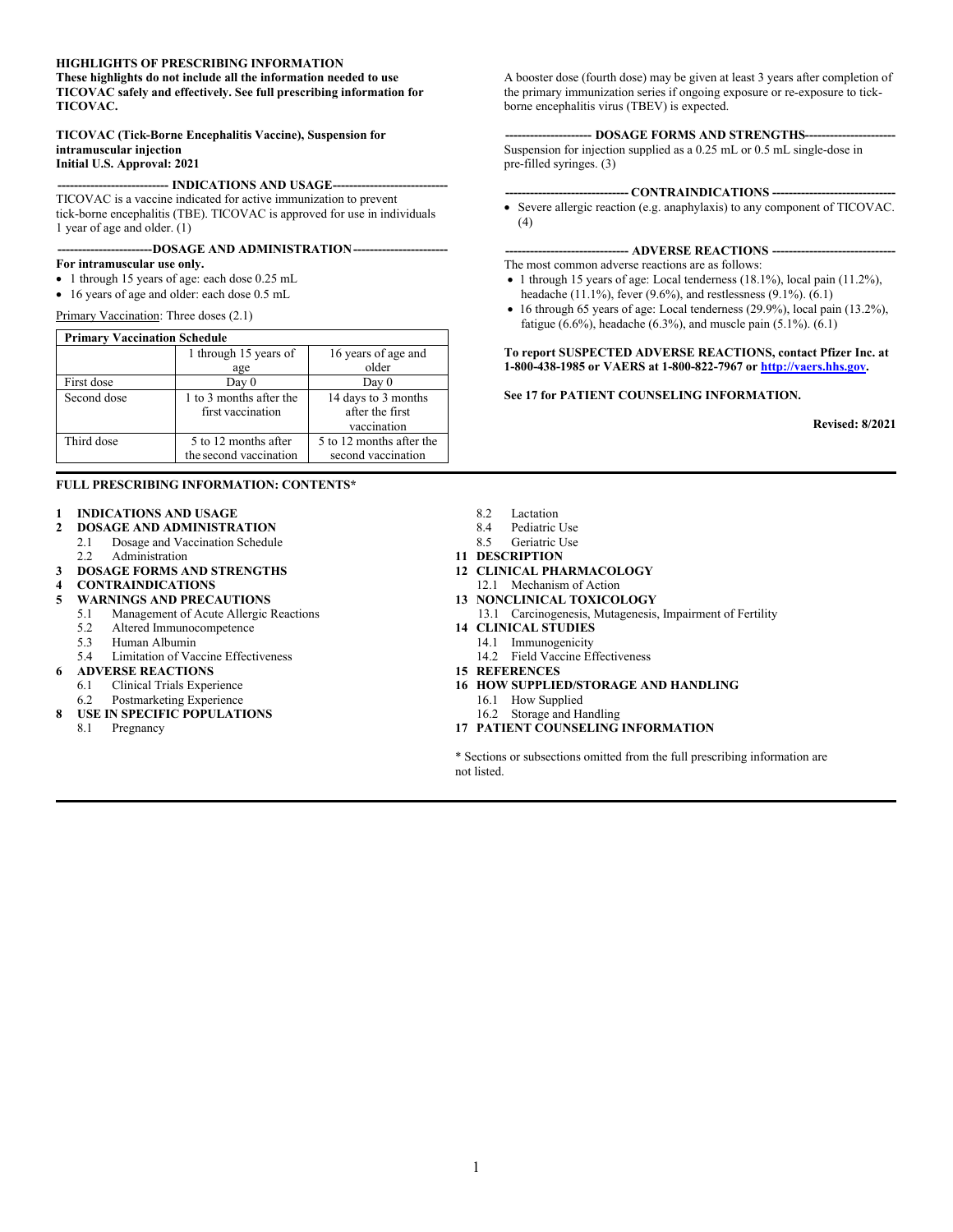**HIGHLIGHTS OF PRESCRIBING INFORMATION**
**These highlights do not include all the information needed to use TICOVAC safely and effectively. See full prescribing information for TICOVAC.**

**TICOVAC (Tick-Borne Encephalitis Vaccine), Suspension for intramuscular injection**
**Initial U.S. Approval: 2021**

**--------------------------- INDICATIONS AND USAGE----------------------------**

TICOVAC is a vaccine indicated for active immunization to prevent tick-borne encephalitis (TBE). TICOVAC is approved for use in individuals 1 year of age and older. (1)

**-----------------------DOSAGE AND ADMINISTRATION-----------------------**

**For intramuscular use only.**

- 1 through 15 years of age: each dose 0.25 mL
- 16 years of age and older: each dose 0.5 mL

Primary Vaccination: Three doses (2.1)

| Primary Vaccination Schedule | | |
|---|---|---|
| | 1 through 15 years of age | 16 years of age and older |
| First dose | Day 0 | Day 0 |
| Second dose | 1 to 3 months after the first vaccination | 14 days to 3 months after the first vaccination |
| Third dose | 5 to 12 months after the second vaccination | 5 to 12 months after the second vaccination |

A booster dose (fourth dose) may be given at least 3 years after completion of the primary immunization series if ongoing exposure or re-exposure to tick-borne encephalitis virus (TBEV) is expected.

**--------------------- DOSAGE FORMS AND STRENGTHS----------------------**

Suspension for injection supplied as a 0.25 mL or 0.5 mL single-dose in pre-filled syringes. (3)

**------------------------------ CONTRAINDICATIONS ------------------------------**

- Severe allergic reaction (e.g. anaphylaxis) to any component of TICOVAC. (4)

**------------------------------ ADVERSE REACTIONS ------------------------------**

The most common adverse reactions are as follows:

- 1 through 15 years of age: Local tenderness (18.1%), local pain (11.2%), headache (11.1%), fever (9.6%), and restlessness (9.1%). (6.1)
- 16 through 65 years of age: Local tenderness (29.9%), local pain (13.2%), fatigue (6.6%), headache (6.3%), and muscle pain (5.1%). (6.1)

**To report SUSPECTED ADVERSE REACTIONS, contact Pfizer Inc. at 1-800-438-1985 or VAERS at 1-800-822-7967 or http://vaers.hhs.gov.**

**See 17 for PATIENT COUNSELING INFORMATION.**

**Revised: 8/2021**

**FULL PRESCRIBING INFORMATION: CONTENTS***

**1 INDICATIONS AND USAGE**
**2 DOSAGE AND ADMINISTRATION**
- 2.1 Dosage and Vaccination Schedule
- 2.2 Administration

**3 DOSAGE FORMS AND STRENGTHS**
**4 CONTRAINDICATIONS**
**5 WARNINGS AND PRECAUTIONS**
- 5.1 Management of Acute Allergic Reactions
- 5.2 Altered Immunocompetence
- 5.3 Human Albumin
- 5.4 Limitation of Vaccine Effectiveness

**6 ADVERSE REACTIONS**
- 6.1 Clinical Trials Experience
- 6.2 Postmarketing Experience

**8 USE IN SPECIFIC POPULATIONS**
- 8.1 Pregnancy
- 8.2 Lactation
- 8.4 Pediatric Use
- 8.5 Geriatric Use

**11 DESCRIPTION**
**12 CLINICAL PHARMACOLOGY**
- 12.1 Mechanism of Action

**13 NONCLINICAL TOXICOLOGY**
- 13.1 Carcinogenesis, Mutagenesis, Impairment of Fertility

**14 CLINICAL STUDIES**
- 14.1 Immunogenicity
- 14.2 Field Vaccine Effectiveness

**15 REFERENCES**
**16 HOW SUPPLIED/STORAGE AND HANDLING**
- 16.1 How Supplied
- 16.2 Storage and Handling

**17 PATIENT COUNSELING INFORMATION**

* Sections or subsections omitted from the full prescribing information are not listed.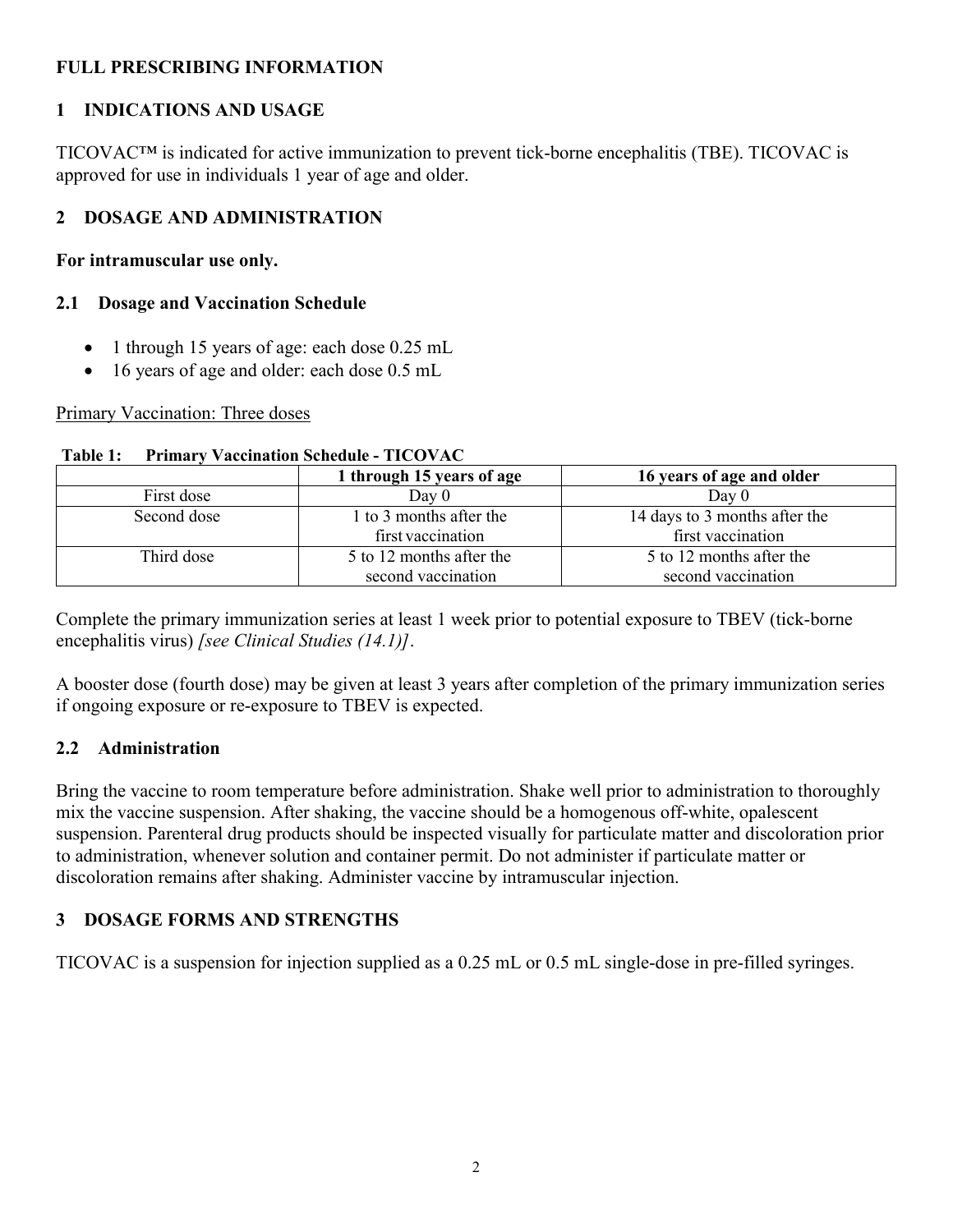# FULL PRESCRIBING INFORMATION

## 1 INDICATIONS AND USAGE

TICOVAC™ is indicated for active immunization to prevent tick-borne encephalitis (TBE). TICOVAC is approved for use in individuals 1 year of age and older.

## 2 DOSAGE AND ADMINISTRATION

**For intramuscular use only.**

### 2.1 Dosage and Vaccination Schedule

- 1 through 15 years of age: each dose 0.25 mL
- 16 years of age and older: each dose 0.5 mL

Primary Vaccination: Three doses

**Table 1: Primary Vaccination Schedule - TICOVAC**

| | 1 through 15 years of age | 16 years of age and older |
|---|---|---|
| First dose | Day 0 | Day 0 |
| Second dose | 1 to 3 months after the first vaccination | 14 days to 3 months after the first vaccination |
| Third dose | 5 to 12 months after the second vaccination | 5 to 12 months after the second vaccination |

Complete the primary immunization series at least 1 week prior to potential exposure to TBEV (tick-borne encephalitis virus) *[see Clinical Studies (14.1)]*.

A booster dose (fourth dose) may be given at least 3 years after completion of the primary immunization series if ongoing exposure or re-exposure to TBEV is expected.

### 2.2 Administration

Bring the vaccine to room temperature before administration. Shake well prior to administration to thoroughly mix the vaccine suspension. After shaking, the vaccine should be a homogenous off-white, opalescent suspension. Parenteral drug products should be inspected visually for particulate matter and discoloration prior to administration, whenever solution and container permit. Do not administer if particulate matter or discoloration remains after shaking. Administer vaccine by intramuscular injection.

## 3 DOSAGE FORMS AND STRENGTHS

TICOVAC is a suspension for injection supplied as a 0.25 mL or 0.5 mL single-dose in pre-filled syringes.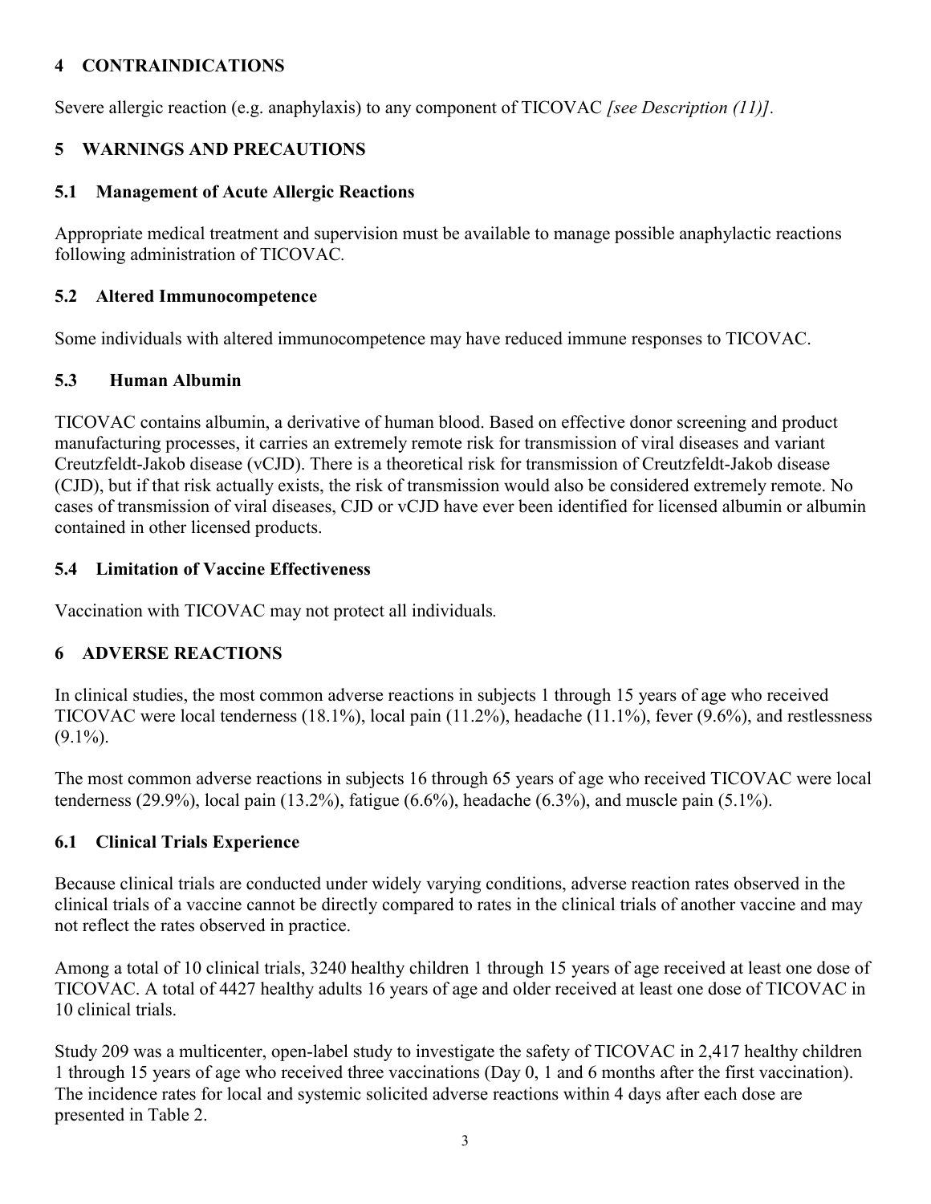## 4 CONTRAINDICATIONS

Severe allergic reaction (e.g. anaphylaxis) to any component of TICOVAC *[see Description (11)]*.

## 5 WARNINGS AND PRECAUTIONS

### 5.1 Management of Acute Allergic Reactions

Appropriate medical treatment and supervision must be available to manage possible anaphylactic reactions following administration of TICOVAC.

### 5.2 Altered Immunocompetence

Some individuals with altered immunocompetence may have reduced immune responses to TICOVAC.

### 5.3 Human Albumin

TICOVAC contains albumin, a derivative of human blood. Based on effective donor screening and product manufacturing processes, it carries an extremely remote risk for transmission of viral diseases and variant Creutzfeldt-Jakob disease (vCJD). There is a theoretical risk for transmission of Creutzfeldt-Jakob disease (CJD), but if that risk actually exists, the risk of transmission would also be considered extremely remote. No cases of transmission of viral diseases, CJD or vCJD have ever been identified for licensed albumin or albumin contained in other licensed products.

### 5.4 Limitation of Vaccine Effectiveness

Vaccination with TICOVAC may not protect all individuals.

## 6 ADVERSE REACTIONS

In clinical studies, the most common adverse reactions in subjects 1 through 15 years of age who received TICOVAC were local tenderness (18.1%), local pain (11.2%), headache (11.1%), fever (9.6%), and restlessness (9.1%).

The most common adverse reactions in subjects 16 through 65 years of age who received TICOVAC were local tenderness (29.9%), local pain (13.2%), fatigue (6.6%), headache (6.3%), and muscle pain (5.1%).

### 6.1 Clinical Trials Experience

Because clinical trials are conducted under widely varying conditions, adverse reaction rates observed in the clinical trials of a vaccine cannot be directly compared to rates in the clinical trials of another vaccine and may not reflect the rates observed in practice.

Among a total of 10 clinical trials, 3240 healthy children 1 through 15 years of age received at least one dose of TICOVAC. A total of 4427 healthy adults 16 years of age and older received at least one dose of TICOVAC in 10 clinical trials.

Study 209 was a multicenter, open-label study to investigate the safety of TICOVAC in 2,417 healthy children 1 through 15 years of age who received three vaccinations (Day 0, 1 and 6 months after the first vaccination). The incidence rates for local and systemic solicited adverse reactions within 4 days after each dose are presented in Table 2.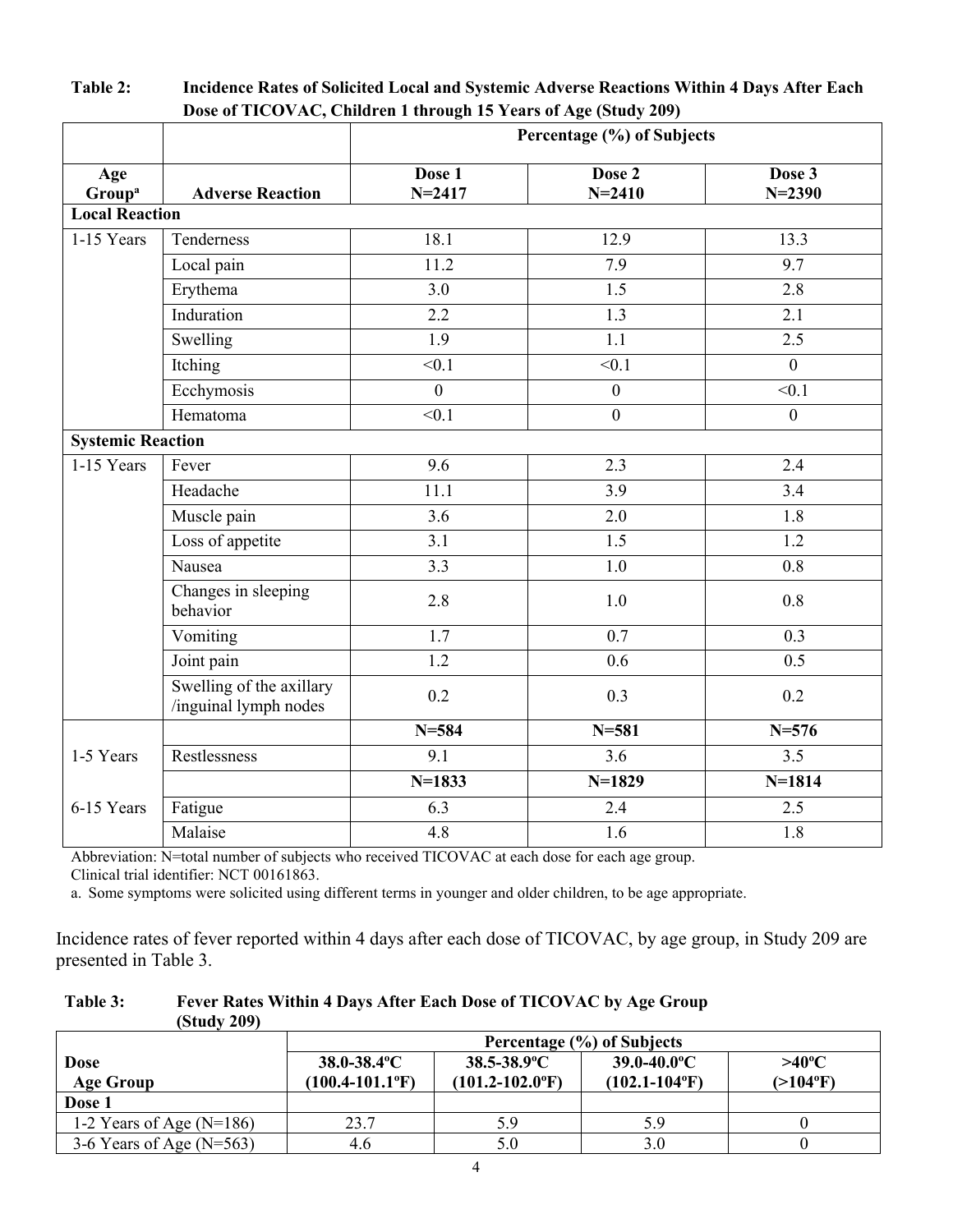**Table 2: Incidence Rates of Solicited Local and Systemic Adverse Reactions Within 4 Days After Each Dose of TICOVAC, Children 1 through 15 Years of Age (Study 209)**

| | | Percentage (%) of Subjects | | |
|---|---|---|---|---|
| **Age Group[a]** | **Adverse Reaction** | **Dose 1 N=2417** | **Dose 2 N=2410** | **Dose 3 N=2390** |
| **Local Reaction** | | | | |
| 1-15 Years | Tenderness | 18.1 | 12.9 | 13.3 |
| | Local pain | 11.2 | 7.9 | 9.7 |
| | Erythema | 3.0 | 1.5 | 2.8 |
| | Induration | 2.2 | 1.3 | 2.1 |
| | Swelling | 1.9 | 1.1 | 2.5 |
| | Itching | <0.1 | <0.1 | 0 |
| | Ecchymosis | 0 | 0 | <0.1 |
| | Hematoma | <0.1 | 0 | 0 |
| **Systemic Reaction** | | | | |
| 1-15 Years | Fever | 9.6 | 2.3 | 2.4 |
| | Headache | 11.1 | 3.9 | 3.4 |
| | Muscle pain | 3.6 | 2.0 | 1.8 |
| | Loss of appetite | 3.1 | 1.5 | 1.2 |
| | Nausea | 3.3 | 1.0 | 0.8 |
| | Changes in sleeping behavior | 2.8 | 1.0 | 0.8 |
| | Vomiting | 1.7 | 0.7 | 0.3 |
| | Joint pain | 1.2 | 0.6 | 0.5 |
| | Swelling of the axillary /inguinal lymph nodes | 0.2 | 0.3 | 0.2 |
| | | **N=584** | **N=581** | **N=576** |
| 1-5 Years | Restlessness | 9.1 | 3.6 | 3.5 |
| | | **N=1833** | **N=1829** | **N=1814** |
| 6-15 Years | Fatigue | 6.3 | 2.4 | 2.5 |
| | Malaise | 4.8 | 1.6 | 1.8 |

Abbreviation: N=total number of subjects who received TICOVAC at each dose for each age group.
Clinical trial identifier: NCT 00161863.
a. Some symptoms were solicited using different terms in younger and older children, to be age appropriate.

Incidence rates of fever reported within 4 days after each dose of TICOVAC, by age group, in Study 209 are presented in Table 3.

**Table 3: Fever Rates Within 4 Days After Each Dose of TICOVAC by Age Group (Study 209)**

| | Percentage (%) of Subjects | | | |
|---|---|---|---|---|
| **Dose Age Group** | **38.0-38.4ºC (100.4-101.1ºF)** | **38.5-38.9ºC (101.2-102.0ºF)** | **39.0-40.0ºC (102.1-104ºF)** | **>40ºC (>104ºF)** |
| **Dose 1** | | | | |
| 1-2 Years of Age (N=186) | 23.7 | 5.9 | 5.9 | 0 |
| 3-6 Years of Age (N=563) | 4.6 | 5.0 | 3.0 | 0 |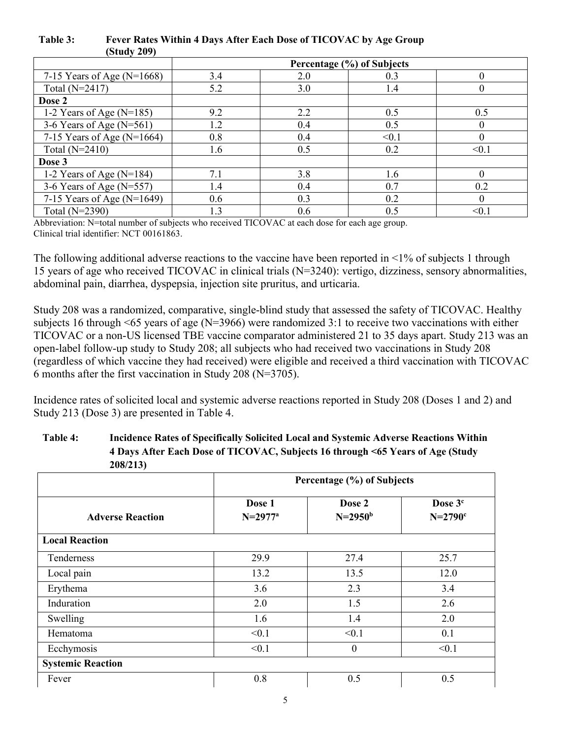**Table 3: Fever Rates Within 4 Days After Each Dose of TICOVAC by Age Group (Study 209)**

| | Percentage (%) of Subjects | | | |
|---|---|---|---|---|
| 7-15 Years of Age (N=1668) | 3.4 | 2.0 | 0.3 | 0 |
| Total (N=2417) | 5.2 | 3.0 | 1.4 | 0 |
| **Dose 2** | | | | |
| 1-2 Years of Age (N=185) | 9.2 | 2.2 | 0.5 | 0.5 |
| 3-6 Years of Age (N=561) | 1.2 | 0.4 | 0.5 | 0 |
| 7-15 Years of Age (N=1664) | 0.8 | 0.4 | <0.1 | 0 |
| Total (N=2410) | 1.6 | 0.5 | 0.2 | <0.1 |
| **Dose 3** | | | | |
| 1-2 Years of Age (N=184) | 7.1 | 3.8 | 1.6 | 0 |
| 3-6 Years of Age (N=557) | 1.4 | 0.4 | 0.7 | 0.2 |
| 7-15 Years of Age (N=1649) | 0.6 | 0.3 | 0.2 | 0 |
| Total (N=2390) | 1.3 | 0.6 | 0.5 | <0.1 |

Abbreviation: N=total number of subjects who received TICOVAC at each dose for each age group.
Clinical trial identifier: NCT 00161863.

The following additional adverse reactions to the vaccine have been reported in <1% of subjects 1 through 15 years of age who received TICOVAC in clinical trials (N=3240): vertigo, dizziness, sensory abnormalities, abdominal pain, diarrhea, dyspepsia, injection site pruritus, and urticaria.

Study 208 was a randomized, comparative, single-blind study that assessed the safety of TICOVAC. Healthy subjects 16 through <65 years of age (N=3966) were randomized 3:1 to receive two vaccinations with either TICOVAC or a non-US licensed TBE vaccine comparator administered 21 to 35 days apart. Study 213 was an open-label follow-up study to Study 208; all subjects who had received two vaccinations in Study 208 (regardless of which vaccine they had received) were eligible and received a third vaccination with TICOVAC 6 months after the first vaccination in Study 208 (N=3705).

Incidence rates of solicited local and systemic adverse reactions reported in Study 208 (Doses 1 and 2) and Study 213 (Dose 3) are presented in Table 4.

**Table 4: Incidence Rates of Specifically Solicited Local and Systemic Adverse Reactions Within 4 Days After Each Dose of TICOVAC, Subjects 16 through <65 Years of Age (Study 208/213)**

| | Percentage (%) of Subjects | | |
|---|---|---|---|
| **Adverse Reaction** | **Dose 1 N=2977[a]** | **Dose 2 N=2950[b]** | **Dose 3[c] N=2790[c]** |
| **Local Reaction** | | | |
| Tenderness | 29.9 | 27.4 | 25.7 |
| Local pain | 13.2 | 13.5 | 12.0 |
| Erythema | 3.6 | 2.3 | 3.4 |
| Induration | 2.0 | 1.5 | 2.6 |
| Swelling | 1.6 | 1.4 | 2.0 |
| Hematoma | <0.1 | <0.1 | 0.1 |
| Ecchymosis | <0.1 | 0 | <0.1 |
| **Systemic Reaction** | | | |
| Fever | 0.8 | 0.5 | 0.5 |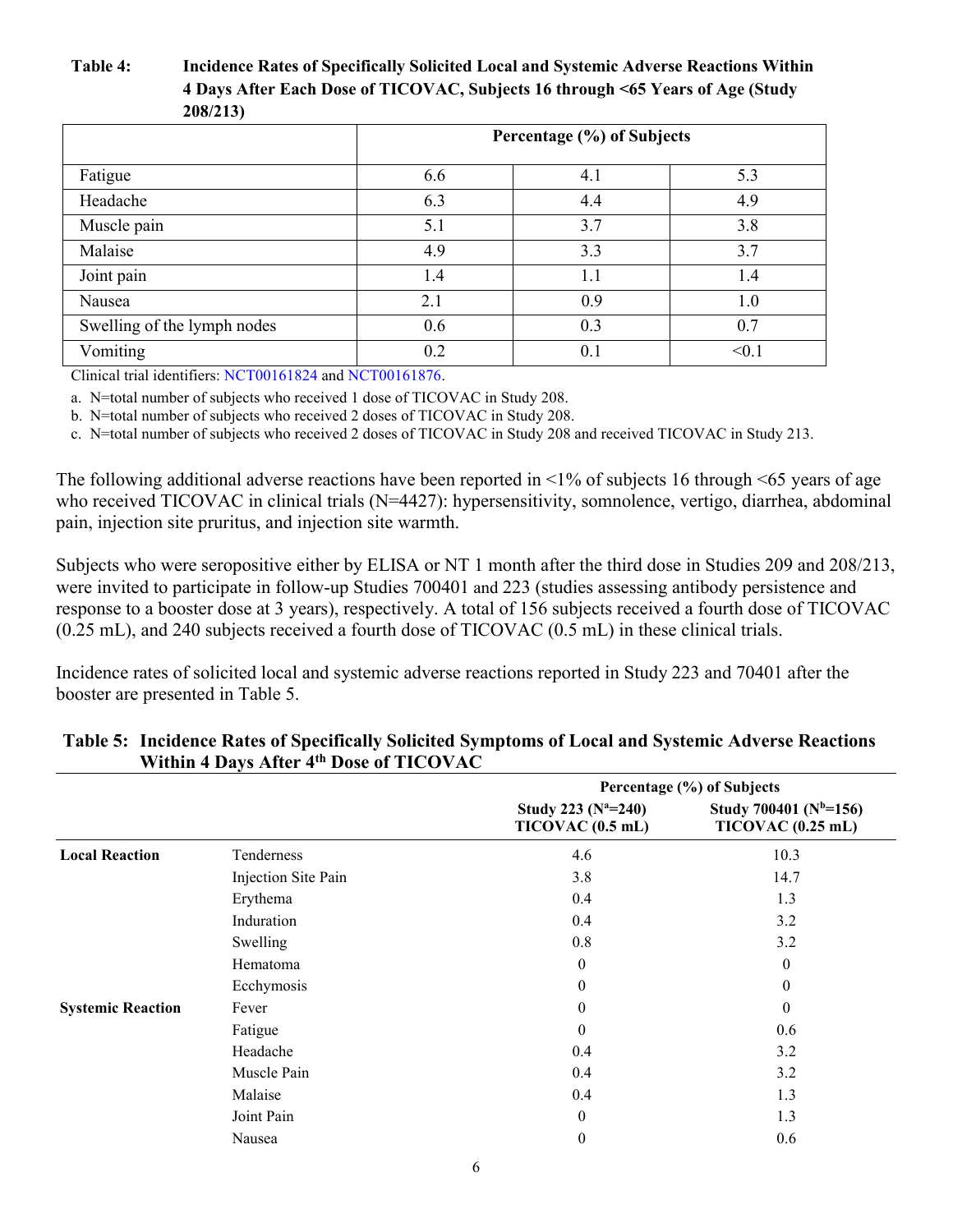**Table 4: Incidence Rates of Specifically Solicited Local and Systemic Adverse Reactions Within 4 Days After Each Dose of TICOVAC, Subjects 16 through <65 Years of Age (Study 208/213)**

| | Percentage (%) of Subjects | | |
|---|---|---|---|
| Fatigue | 6.6 | 4.1 | 5.3 |
| Headache | 6.3 | 4.4 | 4.9 |
| Muscle pain | 5.1 | 3.7 | 3.8 |
| Malaise | 4.9 | 3.3 | 3.7 |
| Joint pain | 1.4 | 1.1 | 1.4 |
| Nausea | 2.1 | 0.9 | 1.0 |
| Swelling of the lymph nodes | 0.6 | 0.3 | 0.7 |
| Vomiting | 0.2 | 0.1 | <0.1 |

Clinical trial identifiers: NCT00161824 and NCT00161876.

a. N=total number of subjects who received 1 dose of TICOVAC in Study 208.

b. N=total number of subjects who received 2 doses of TICOVAC in Study 208.

c. N=total number of subjects who received 2 doses of TICOVAC in Study 208 and received TICOVAC in Study 213.

The following additional adverse reactions have been reported in <1% of subjects 16 through <65 years of age who received TICOVAC in clinical trials (N=4427): hypersensitivity, somnolence, vertigo, diarrhea, abdominal pain, injection site pruritus, and injection site warmth.

Subjects who were seropositive either by ELISA or NT 1 month after the third dose in Studies 209 and 208/213, were invited to participate in follow-up Studies 700401 and 223 (studies assessing antibody persistence and response to a booster dose at 3 years), respectively. A total of 156 subjects received a fourth dose of TICOVAC (0.25 mL), and 240 subjects received a fourth dose of TICOVAC (0.5 mL) in these clinical trials.

Incidence rates of solicited local and systemic adverse reactions reported in Study 223 and 70401 after the booster are presented in Table 5.

**Table 5: Incidence Rates of Specifically Solicited Symptoms of Local and Systemic Adverse Reactions Within 4 Days After 4th Dose of TICOVAC**

| | | Percentage (%) of Subjects | |
|---|---|---|---|
| | | Study 223 (N[a]=240) TICOVAC (0.5 mL) | Study 700401 (N[b]=156) TICOVAC (0.25 mL) |
| **Local Reaction** | Tenderness | 4.6 | 10.3 |
| | Injection Site Pain | 3.8 | 14.7 |
| | Erythema | 0.4 | 1.3 |
| | Induration | 0.4 | 3.2 |
| | Swelling | 0.8 | 3.2 |
| | Hematoma | 0 | 0 |
| | Ecchymosis | 0 | 0 |
| **Systemic Reaction** | Fever | 0 | 0 |
| | Fatigue | 0 | 0.6 |
| | Headache | 0.4 | 3.2 |
| | Muscle Pain | 0.4 | 3.2 |
| | Malaise | 0.4 | 1.3 |
| | Joint Pain | 0 | 1.3 |
| | Nausea | 0 | 0.6 |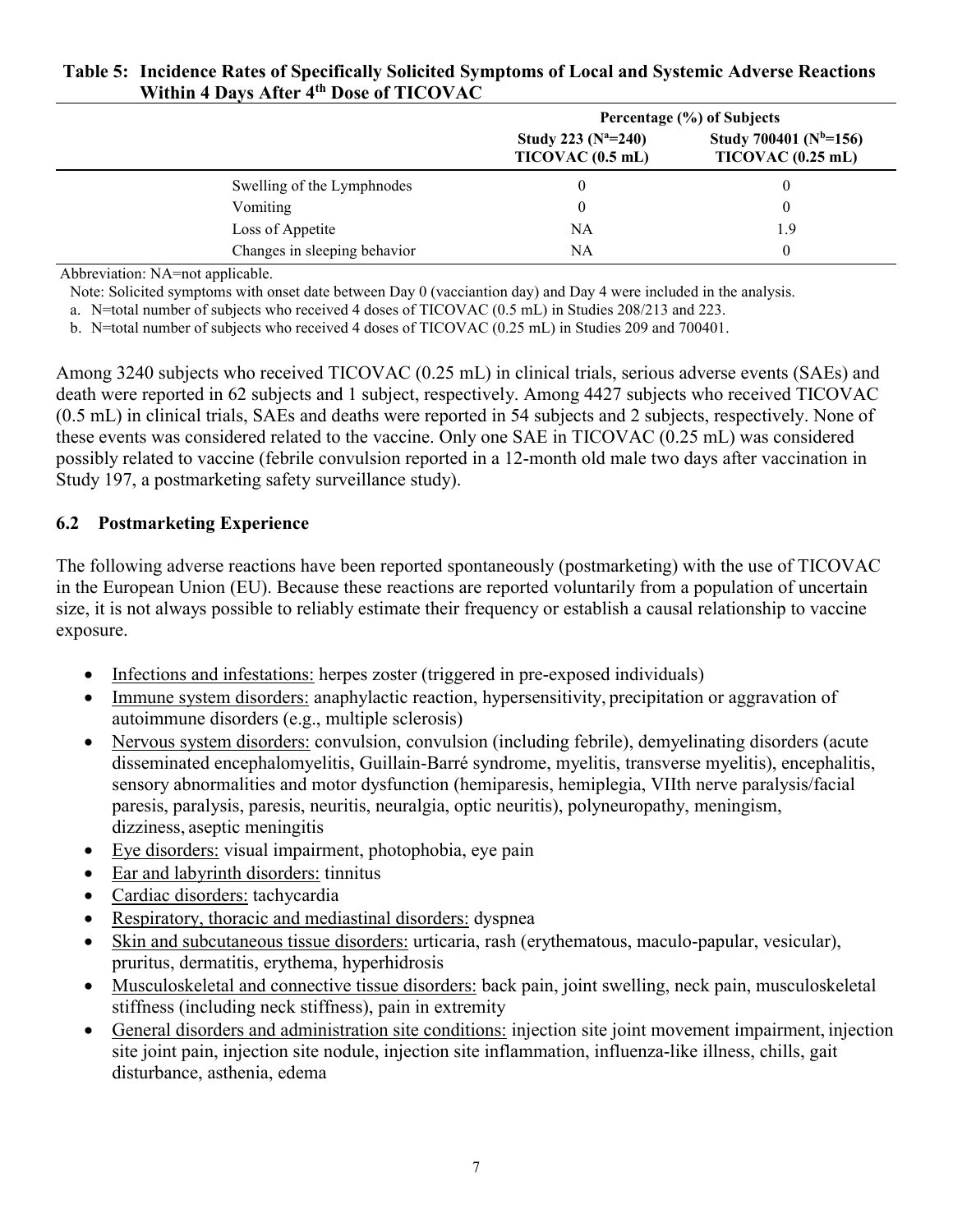**Table 5: Incidence Rates of Specifically Solicited Symptoms of Local and Systemic Adverse Reactions Within 4 Days After 4th Dose of TICOVAC**

| | Percentage (%) of Subjects | |
|---|---|---|
| | Study 223 (N[a]=240) TICOVAC (0.5 mL) | Study 700401 (N[b]=156) TICOVAC (0.25 mL) |
| Swelling of the Lymphnodes | 0 | 0 |
| Vomiting | 0 | 0 |
| Loss of Appetite | NA | 1.9 |
| Changes in sleeping behavior | NA | 0 |

Abbreviation: NA=not applicable.

Note: Solicited symptoms with onset date between Day 0 (vacciantion day) and Day 4 were included in the analysis.

a. N=total number of subjects who received 4 doses of TICOVAC (0.5 mL) in Studies 208/213 and 223.

b. N=total number of subjects who received 4 doses of TICOVAC (0.25 mL) in Studies 209 and 700401.

Among 3240 subjects who received TICOVAC (0.25 mL) in clinical trials, serious adverse events (SAEs) and death were reported in 62 subjects and 1 subject, respectively. Among 4427 subjects who received TICOVAC (0.5 mL) in clinical trials, SAEs and deaths were reported in 54 subjects and 2 subjects, respectively. None of these events was considered related to the vaccine. Only one SAE in TICOVAC (0.25 mL) was considered possibly related to vaccine (febrile convulsion reported in a 12-month old male two days after vaccination in Study 197, a postmarketing safety surveillance study).

## 6.2 Postmarketing Experience

The following adverse reactions have been reported spontaneously (postmarketing) with the use of TICOVAC in the European Union (EU). Because these reactions are reported voluntarily from a population of uncertain size, it is not always possible to reliably estimate their frequency or establish a causal relationship to vaccine exposure.

- Infections and infestations: herpes zoster (triggered in pre-exposed individuals)
- Immune system disorders: anaphylactic reaction, hypersensitivity, precipitation or aggravation of autoimmune disorders (e.g., multiple sclerosis)
- Nervous system disorders: convulsion, convulsion (including febrile), demyelinating disorders (acute disseminated encephalomyelitis, Guillain-Barré syndrome, myelitis, transverse myelitis), encephalitis, sensory abnormalities and motor dysfunction (hemiparesis, hemiplegia, VIIth nerve paralysis/facial paresis, paralysis, paresis, neuritis, neuralgia, optic neuritis), polyneuropathy, meningism, dizziness, aseptic meningitis
- Eye disorders: visual impairment, photophobia, eye pain
- Ear and labyrinth disorders: tinnitus
- Cardiac disorders: tachycardia
- Respiratory, thoracic and mediastinal disorders: dyspnea
- Skin and subcutaneous tissue disorders: urticaria, rash (erythematous, maculo-papular, vesicular), pruritus, dermatitis, erythema, hyperhidrosis
- Musculoskeletal and connective tissue disorders: back pain, joint swelling, neck pain, musculoskeletal stiffness (including neck stiffness), pain in extremity
- General disorders and administration site conditions: injection site joint movement impairment, injection site joint pain, injection site nodule, injection site inflammation, influenza-like illness, chills, gait disturbance, asthenia, edema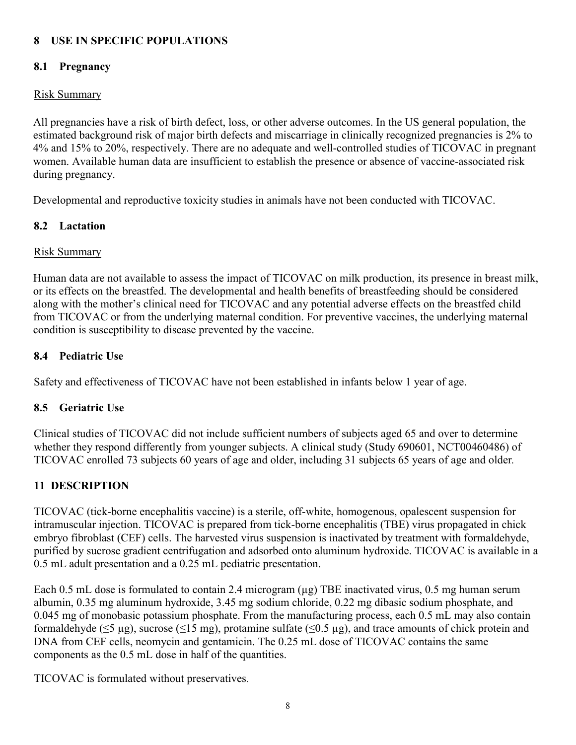## 8 USE IN SPECIFIC POPULATIONS

### 8.1 Pregnancy

Risk Summary

All pregnancies have a risk of birth defect, loss, or other adverse outcomes. In the US general population, the estimated background risk of major birth defects and miscarriage in clinically recognized pregnancies is 2% to 4% and 15% to 20%, respectively. There are no adequate and well-controlled studies of TICOVAC in pregnant women. Available human data are insufficient to establish the presence or absence of vaccine-associated risk during pregnancy.

Developmental and reproductive toxicity studies in animals have not been conducted with TICOVAC.

### 8.2 Lactation

Risk Summary

Human data are not available to assess the impact of TICOVAC on milk production, its presence in breast milk, or its effects on the breastfed. The developmental and health benefits of breastfeeding should be considered along with the mother's clinical need for TICOVAC and any potential adverse effects on the breastfed child from TICOVAC or from the underlying maternal condition. For preventive vaccines, the underlying maternal condition is susceptibility to disease prevented by the vaccine.

### 8.4 Pediatric Use

Safety and effectiveness of TICOVAC have not been established in infants below 1 year of age.

### 8.5 Geriatric Use

Clinical studies of TICOVAC did not include sufficient numbers of subjects aged 65 and over to determine whether they respond differently from younger subjects. A clinical study (Study 690601, NCT00460486) of TICOVAC enrolled 73 subjects 60 years of age and older, including 31 subjects 65 years of age and older.

## 11 DESCRIPTION

TICOVAC (tick-borne encephalitis vaccine) is a sterile, off-white, homogenous, opalescent suspension for intramuscular injection. TICOVAC is prepared from tick-borne encephalitis (TBE) virus propagated in chick embryo fibroblast (CEF) cells. The harvested virus suspension is inactivated by treatment with formaldehyde, purified by sucrose gradient centrifugation and adsorbed onto aluminum hydroxide. TICOVAC is available in a 0.5 mL adult presentation and a 0.25 mL pediatric presentation.

Each 0.5 mL dose is formulated to contain 2.4 microgram (µg) TBE inactivated virus, 0.5 mg human serum albumin, 0.35 mg aluminum hydroxide, 3.45 mg sodium chloride, 0.22 mg dibasic sodium phosphate, and 0.045 mg of monobasic potassium phosphate. From the manufacturing process, each 0.5 mL may also contain formaldehyde ($\leq$5 µg), sucrose ($\leq$15 mg), protamine sulfate ($\leq$0.5 µg), and trace amounts of chick protein and DNA from CEF cells, neomycin and gentamicin. The 0.25 mL dose of TICOVAC contains the same components as the 0.5 mL dose in half of the quantities.

TICOVAC is formulated without preservatives.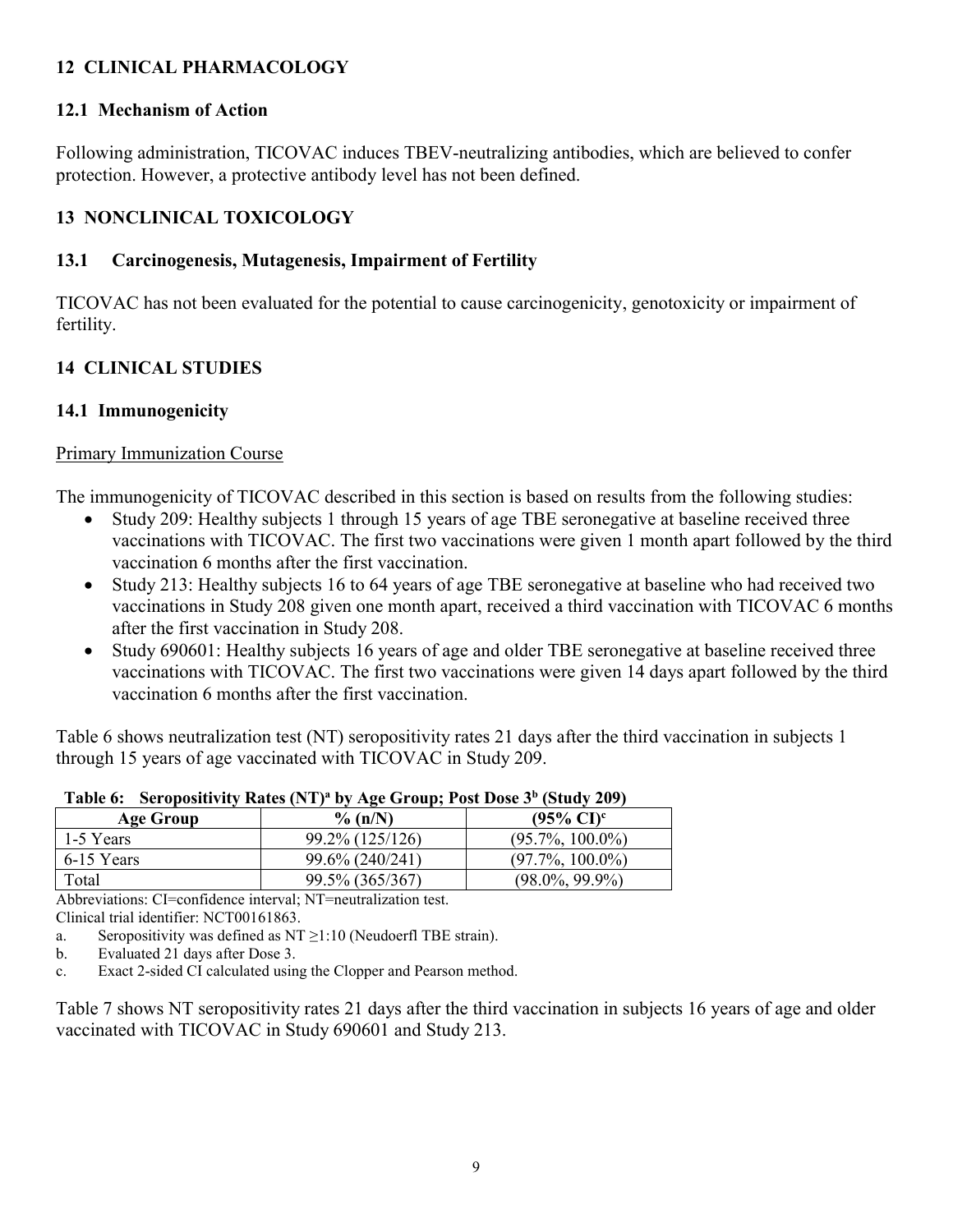## 12 CLINICAL PHARMACOLOGY

### 12.1 Mechanism of Action

Following administration, TICOVAC induces TBEV-neutralizing antibodies, which are believed to confer protection. However, a protective antibody level has not been defined.

## 13 NONCLINICAL TOXICOLOGY

### 13.1 Carcinogenesis, Mutagenesis, Impairment of Fertility

TICOVAC has not been evaluated for the potential to cause carcinogenicity, genotoxicity or impairment of fertility.

## 14 CLINICAL STUDIES

### 14.1 Immunogenicity

Primary Immunization Course

The immunogenicity of TICOVAC described in this section is based on results from the following studies:

- Study 209: Healthy subjects 1 through 15 years of age TBE seronegative at baseline received three vaccinations with TICOVAC. The first two vaccinations were given 1 month apart followed by the third vaccination 6 months after the first vaccination.
- Study 213: Healthy subjects 16 to 64 years of age TBE seronegative at baseline who had received two vaccinations in Study 208 given one month apart, received a third vaccination with TICOVAC 6 months after the first vaccination in Study 208.
- Study 690601: Healthy subjects 16 years of age and older TBE seronegative at baseline received three vaccinations with TICOVAC. The first two vaccinations were given 14 days apart followed by the third vaccination 6 months after the first vaccination.

Table 6 shows neutralization test (NT) seropositivity rates 21 days after the third vaccination in subjects 1 through 15 years of age vaccinated with TICOVAC in Study 209.

**Table 6: Seropositivity Rates (NT)[a] by Age Group; Post Dose 3[b] (Study 209)**

| Age Group | % (n/N) | (95% CI)[c] |
|---|---|---|
| 1-5 Years | 99.2% (125/126) | (95.7%, 100.0%) |
| 6-15 Years | 99.6% (240/241) | (97.7%, 100.0%) |
| Total | 99.5% (365/367) | (98.0%, 99.9%) |

Abbreviations: CI=confidence interval; NT=neutralization test.

Clinical trial identifier: NCT00161863.

a. Seropositivity was defined as NT ≥1:10 (Neudoerfl TBE strain).

b. Evaluated 21 days after Dose 3.

c. Exact 2-sided CI calculated using the Clopper and Pearson method.

Table 7 shows NT seropositivity rates 21 days after the third vaccination in subjects 16 years of age and older vaccinated with TICOVAC in Study 690601 and Study 213.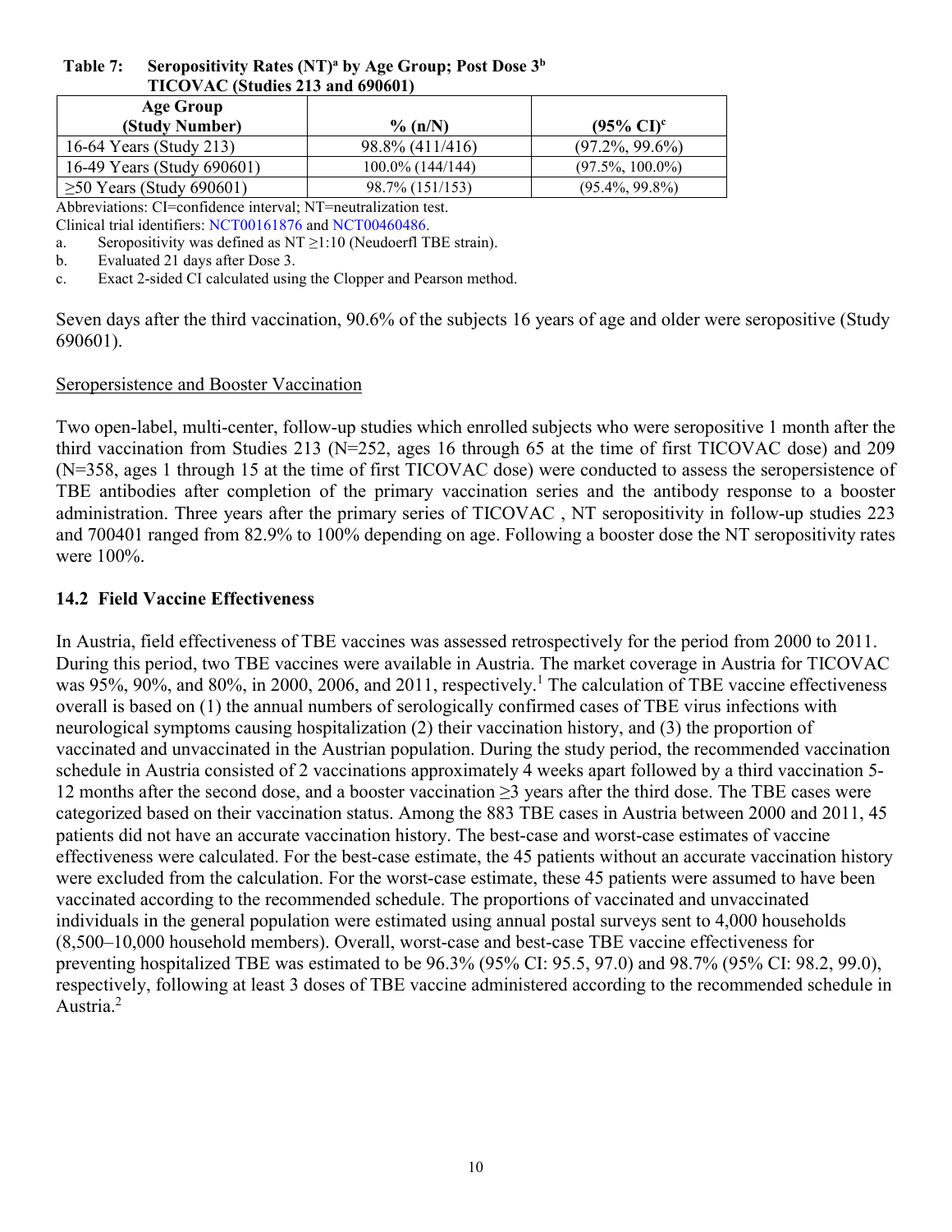**Table 7: Seropositivity Rates (NT)[a] by Age Group; Post Dose 3[b] TICOVAC (Studies 213 and 690601)**

| Age Group (Study Number) | % (n/N) | (95% CI)[c] |
|---|---|---|
| 16-64 Years (Study 213) | 98.8% (411/416) | (97.2%, 99.6%) |
| 16-49 Years (Study 690601) | 100.0% (144/144) | (97.5%, 100.0%) |
| ≥50 Years (Study 690601) | 98.7% (151/153) | (95.4%, 99.8%) |

Abbreviations: CI=confidence interval; NT=neutralization test.
Clinical trial identifiers: NCT00161876 and NCT00460486.

a. Seropositivity was defined as NT ≥1:10 (Neudoerfl TBE strain).
b. Evaluated 21 days after Dose 3.
c. Exact 2-sided CI calculated using the Clopper and Pearson method.

Seven days after the third vaccination, 90.6% of the subjects 16 years of age and older were seropositive (Study 690601).

Seropersistence and Booster Vaccination

Two open-label, multi-center, follow-up studies which enrolled subjects who were seropositive 1 month after the third vaccination from Studies 213 (N=252, ages 16 through 65 at the time of first TICOVAC dose) and 209 (N=358, ages 1 through 15 at the time of first TICOVAC dose) were conducted to assess the seropersistence of TBE antibodies after completion of the primary vaccination series and the antibody response to a booster administration. Three years after the primary series of TICOVAC , NT seropositivity in follow-up studies 223 and 700401 ranged from 82.9% to 100% depending on age. Following a booster dose the NT seropositivity rates were 100%.

## 14.2 Field Vaccine Effectiveness

In Austria, field effectiveness of TBE vaccines was assessed retrospectively for the period from 2000 to 2011. During this period, two TBE vaccines were available in Austria. The market coverage in Austria for TICOVAC was 95%, 90%, and 80%, in 2000, 2006, and 2011, respectively.[1] The calculation of TBE vaccine effectiveness overall is based on (1) the annual numbers of serologically confirmed cases of TBE virus infections with neurological symptoms causing hospitalization (2) their vaccination history, and (3) the proportion of vaccinated and unvaccinated in the Austrian population. During the study period, the recommended vaccination schedule in Austria consisted of 2 vaccinations approximately 4 weeks apart followed by a third vaccination 5-12 months after the second dose, and a booster vaccination ≥3 years after the third dose. The TBE cases were categorized based on their vaccination status. Among the 883 TBE cases in Austria between 2000 and 2011, 45 patients did not have an accurate vaccination history. The best-case and worst-case estimates of vaccine effectiveness were calculated. For the best-case estimate, the 45 patients without an accurate vaccination history were excluded from the calculation. For the worst-case estimate, these 45 patients were assumed to have been vaccinated according to the recommended schedule. The proportions of vaccinated and unvaccinated individuals in the general population were estimated using annual postal surveys sent to 4,000 households (8,500–10,000 household members). Overall, worst-case and best-case TBE vaccine effectiveness for preventing hospitalized TBE was estimated to be 96.3% (95% CI: 95.5, 97.0) and 98.7% (95% CI: 98.2, 99.0), respectively, following at least 3 doses of TBE vaccine administered according to the recommended schedule in Austria.[2]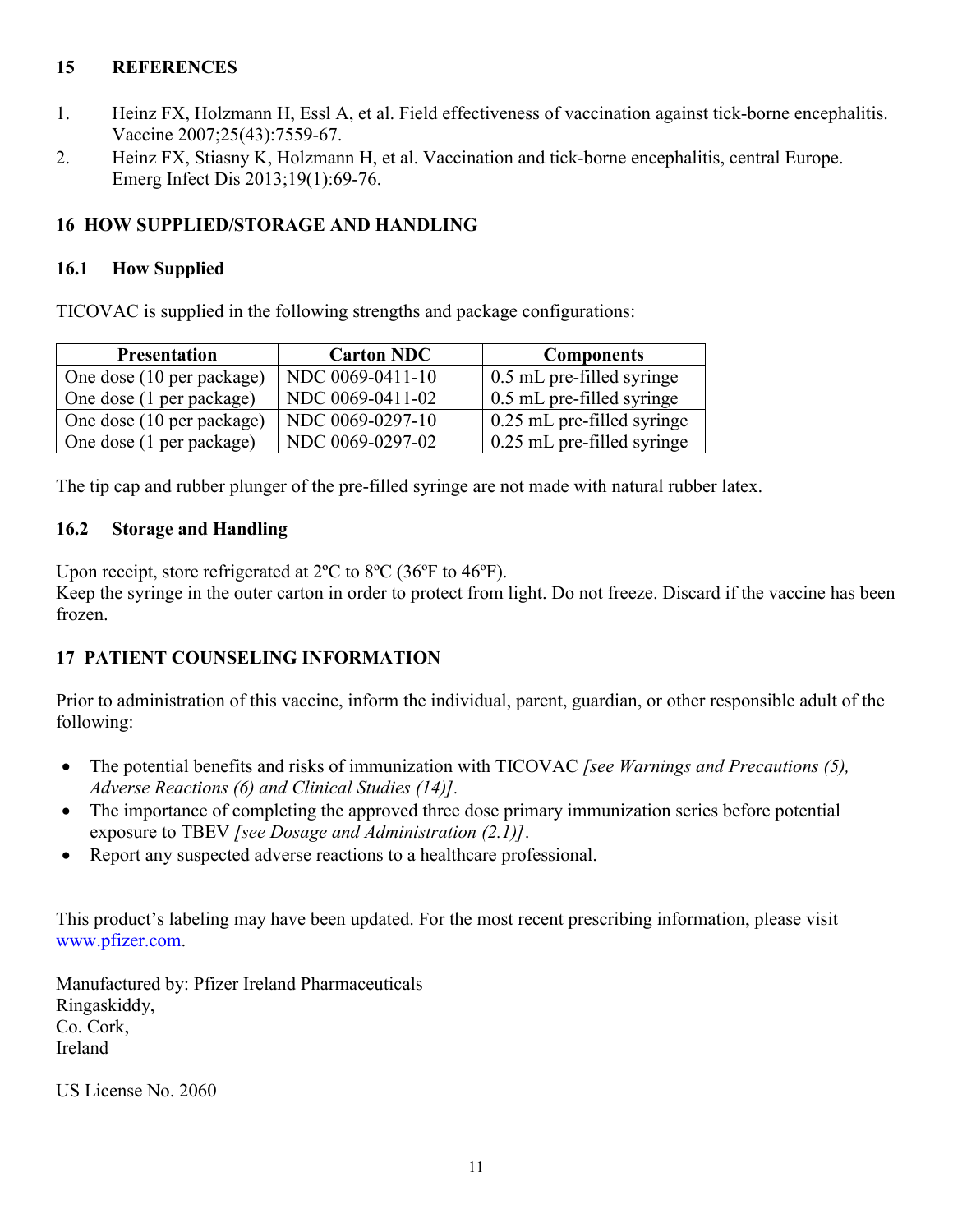## 15 REFERENCES

1. Heinz FX, Holzmann H, Essl A, et al. Field effectiveness of vaccination against tick-borne encephalitis. Vaccine 2007;25(43):7559-67.
2. Heinz FX, Stiasny K, Holzmann H, et al. Vaccination and tick-borne encephalitis, central Europe. Emerg Infect Dis 2013;19(1):69-76.

## 16 HOW SUPPLIED/STORAGE AND HANDLING

### 16.1 How Supplied

TICOVAC is supplied in the following strengths and package configurations:

| Presentation | Carton NDC | Components |
|---|---|---|
| One dose (10 per package) | NDC 0069-0411-10 | 0.5 mL pre-filled syringe |
| One dose (1 per package) | NDC 0069-0411-02 | 0.5 mL pre-filled syringe |
| One dose (10 per package) | NDC 0069-0297-10 | 0.25 mL pre-filled syringe |
| One dose (1 per package) | NDC 0069-0297-02 | 0.25 mL pre-filled syringe |

The tip cap and rubber plunger of the pre-filled syringe are not made with natural rubber latex.

### 16.2 Storage and Handling

Upon receipt, store refrigerated at 2ºC to 8ºC (36ºF to 46ºF).
Keep the syringe in the outer carton in order to protect from light. Do not freeze. Discard if the vaccine has been frozen.

## 17 PATIENT COUNSELING INFORMATION

Prior to administration of this vaccine, inform the individual, parent, guardian, or other responsible adult of the following:

- The potential benefits and risks of immunization with TICOVAC *[see Warnings and Precautions (5), Adverse Reactions (6) and Clinical Studies (14)]*.
- The importance of completing the approved three dose primary immunization series before potential exposure to TBEV *[see Dosage and Administration (2.1)]*.
- Report any suspected adverse reactions to a healthcare professional.

This product's labeling may have been updated. For the most recent prescribing information, please visit www.pfizer.com.

Manufactured by: Pfizer Ireland Pharmaceuticals
Ringaskiddy,
Co. Cork,
Ireland

US License No. 2060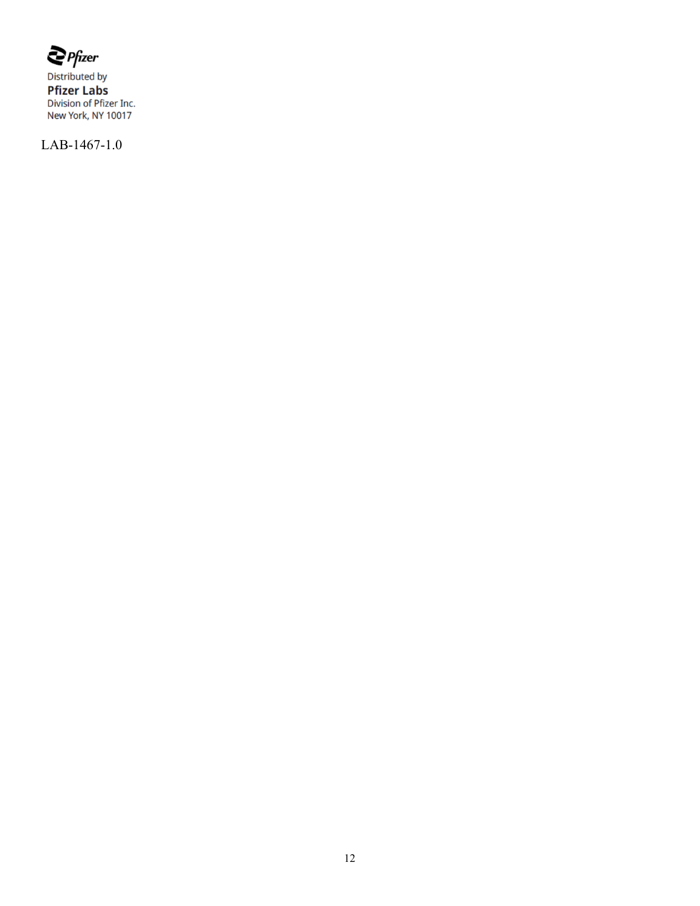Pfizer

Distributed by

**Pfizer Labs**

Division of Pfizer Inc.

New York, NY 10017

LAB-1467-1.0